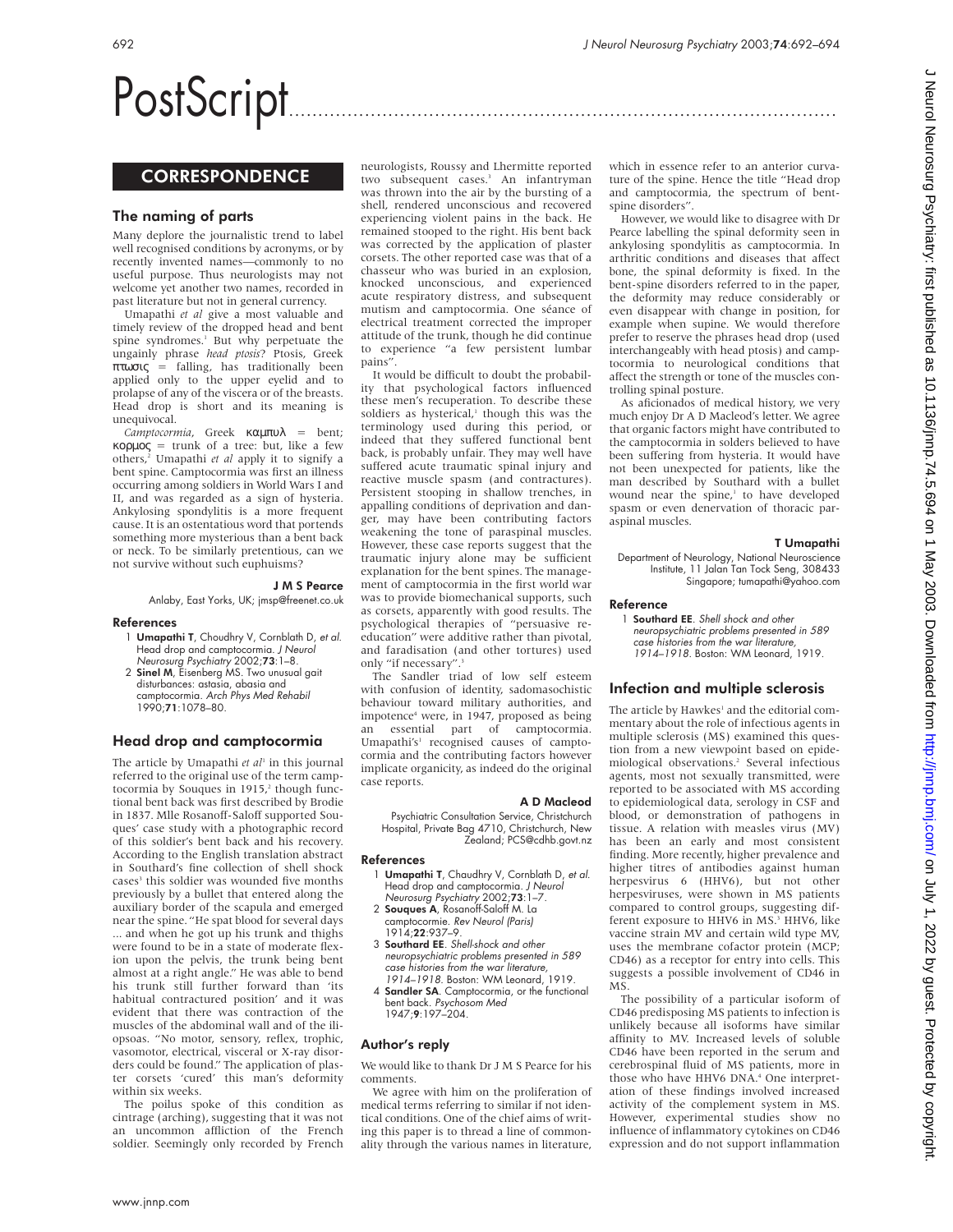# PostScript..............................................................................................

## **CORRESPONDENCE**

## The naming of parts

Many deplore the journalistic trend to label well recognised conditions by acronyms, or by recently invented names—commonly to no useful purpose. Thus neurologists may not welcome yet another two names, recorded in past literature but not in general currency.

Umapathi *et al* give a most valuable and timely review of the dropped head and bent spine syndromes.<sup>1</sup> But why perpetuate the ungainly phrase *head ptosis*? Ptosis, Greek πτωσις = falling, has traditionally been applied only to the upper eyelid and to prolapse of any of the viscera or of the breasts. Head drop is short and its meaning is unequivocal.

*Camptocormia*, Greek καµπυλ = bent; κορµος = trunk of a tree: but, like a few others,2 Umapathi *et al* apply it to signify a bent spine. Camptocormia was first an illness occurring among soldiers in World Wars I and II, and was regarded as a sign of hysteria. Ankylosing spondylitis is a more frequent cause. It is an ostentatious word that portends something more mysterious than a bent back or neck. To be similarly pretentious, can we not survive without such euphuisms?

#### J M S Pearce

Anlaby, East Yorks, UK; jmsp@freenet.co.uk

#### References

- 1 Umapathi T, Choudhry V, Cornblath D, et al. Head drop and camptocormia. J Neurol Neurosurg Psychiatry 2002;73:1–8.
- 2 Sinel M, Eisenberg MS. Two unusual gait disturbances: astasia, abasia and camptocormia. Arch Phys Med Rehabil 1990;71:1078–80.

## Head drop and camptocormia

The article by Umapathi et al<sup>1</sup> in this journal referred to the original use of the term camptocormia by Souques in  $1915$ ,<sup>2</sup> though functional bent back was first described by Brodie in 1837. Mlle Rosanoff-Saloff supported Souques' case study with a photographic record of this soldier's bent back and his recovery. According to the English translation abstract in Southard's fine collection of shell shock cases<sup>3</sup> this soldier was wounded five months previously by a bullet that entered along the auxiliary border of the scapula and emerged near the spine. "He spat blood for several days ... and when he got up his trunk and thighs were found to be in a state of moderate flexion upon the pelvis, the trunk being bent almost at a right angle." He was able to bend his trunk still further forward than 'its habitual contractured position' and it was evident that there was contraction of the muscles of the abdominal wall and of the iliopsoas. "No motor, sensory, reflex, trophic, vasomotor, electrical, visceral or X-ray disorders could be found." The application of plaster corsets 'cured' this man's deformity within six weeks.

The poilus spoke of this condition as cintrage (arching), suggesting that it was not an uncommon affliction of the French soldier. Seemingly only recorded by French

neurologists, Roussy and Lhermitte reported two subsequent cases.<sup>3</sup> An infantryman was thrown into the air by the bursting of a shell, rendered unconscious and recovered experiencing violent pains in the back. He remained stooped to the right. His bent back was corrected by the application of plaster corsets. The other reported case was that of a chasseur who was buried in an explosion, knocked unconscious, and experienced acute respiratory distress, and subsequent mutism and camptocormia. One séance of electrical treatment corrected the improper attitude of the trunk, though he did continue to experience "a few persistent lumbar pains".

It would be difficult to doubt the probability that psychological factors influenced these men's recuperation. To describe these soldiers as hysterical,<sup>1</sup> though this was the terminology used during this period, or indeed that they suffered functional bent back, is probably unfair. They may well have suffered acute traumatic spinal injury and reactive muscle spasm (and contractures). Persistent stooping in shallow trenches, in appalling conditions of deprivation and danger, may have been contributing factors weakening the tone of paraspinal muscles. However, these case reports suggest that the traumatic injury alone may be sufficient explanation for the bent spines. The management of camptocormia in the first world war was to provide biomechanical supports, such as corsets, apparently with good results. The psychological therapies of "persuasive reeducation" were additive rather than pivotal, and faradisation (and other tortures) used only "if necessary".

The Sandler triad of low self esteem with confusion of identity, sadomasochistic behaviour toward military authorities, and impotence<sup>4</sup> were, in 1947, proposed as being an essential part of camptocormia. Umapathi's<sup>1</sup> recognised causes of camptocormia and the contributing factors however implicate organicity, as indeed do the original case reports.

#### A D Macleod

Psychiatric Consultation Service, Christchurch Hospital, Private Bag 4710, Christchurch, New Zealand; PCS@cdhb.govt.nz

#### References

- 1 Umapathi T, Chaudhry V, Cornblath D, et al. Head drop and camptocormia. J Neurol Neurosurg Psychiatry 2002;73:1–7.
- 2 Souques A, Rosanoff-Saloff M. La camptocormie. Rev Neurol (Paris)
- 1914;**22**:937–9. 3 Southard EE. Shell-shock and other
- neuropsychiatric problems presented in 589 case histories from the war literature, 1914–1918. Boston: WM Leonard, 1919.
- 4 Sandler SA. Camptocormia, or the functional bent back. Psychosom Med 1947;9:197–204.

#### Author's reply

We would like to thank Dr J M S Pearce for his comments.

We agree with him on the proliferation of medical terms referring to similar if not identical conditions. One of the chief aims of writing this paper is to thread a line of commonality through the various names in literature,

which in essence refer to an anterior curvature of the spine. Hence the title "Head drop and camptocormia, the spectrum of bentspine disorders".

However, we would like to disagree with Dr Pearce labelling the spinal deformity seen in ankylosing spondylitis as camptocormia. In arthritic conditions and diseases that affect bone, the spinal deformity is fixed. In the bent-spine disorders referred to in the paper, the deformity may reduce considerably or even disappear with change in position, for example when supine. We would therefore prefer to reserve the phrases head drop (used interchangeably with head ptosis) and camptocormia to neurological conditions that affect the strength or tone of the muscles controlling spinal posture.

As aficionados of medical history, we very much enjoy Dr A D Macleod's letter. We agree that organic factors might have contributed to the camptocormia in solders believed to have been suffering from hysteria. It would have not been unexpected for patients, like the man described by Southard with a bullet wound near the spine,<sup>1</sup> to have developed spasm or even denervation of thoracic paraspinal muscles.

#### T Umapathi

Department of Neurology, National Neuroscience Institute, 11 Jalan Tan Tock Seng, 308433 Singapore; tumapathi@yahoo.com

#### Reference

1 Southard EE. Shell shock and other neuropsychiatric problems presented in 589 case histories from the war literature, 1914–1918. Boston: WM Leonard, 1919.

## Infection and multiple sclerosis

The article by Hawkes<sup>1</sup> and the editorial commentary about the role of infectious agents in multiple sclerosis (MS) examined this question from a new viewpoint based on epidemiological observations.2 Several infectious agents, most not sexually transmitted, were reported to be associated with MS according to epidemiological data, serology in CSF and blood, or demonstration of pathogens in tissue. A relation with measles virus (MV) has been an early and most consistent finding. More recently, higher prevalence and higher titres of antibodies against human herpesvirus 6 (HHV6), but not other herpesviruses, were shown in MS patients compared to control groups, suggesting different exposure to HHV6 in MS.<sup>3</sup> HHV6, like vaccine strain MV and certain wild type MV, uses the membrane cofactor protein (MCP; CD46) as a receptor for entry into cells. This suggests a possible involvement of CD46 in MS.

The possibility of a particular isoform of CD46 predisposing MS patients to infection is unlikely because all isoforms have similar affinity to MV. Increased levels of soluble CD46 have been reported in the serum and cerebrospinal fluid of MS patients, more in those who have HHV6 DNA.<sup>4</sup> One interpretation of these findings involved increased activity of the complement system in MS. However, experimental studies show no influence of inflammatory cytokines on CD46 expression and do not support inflammation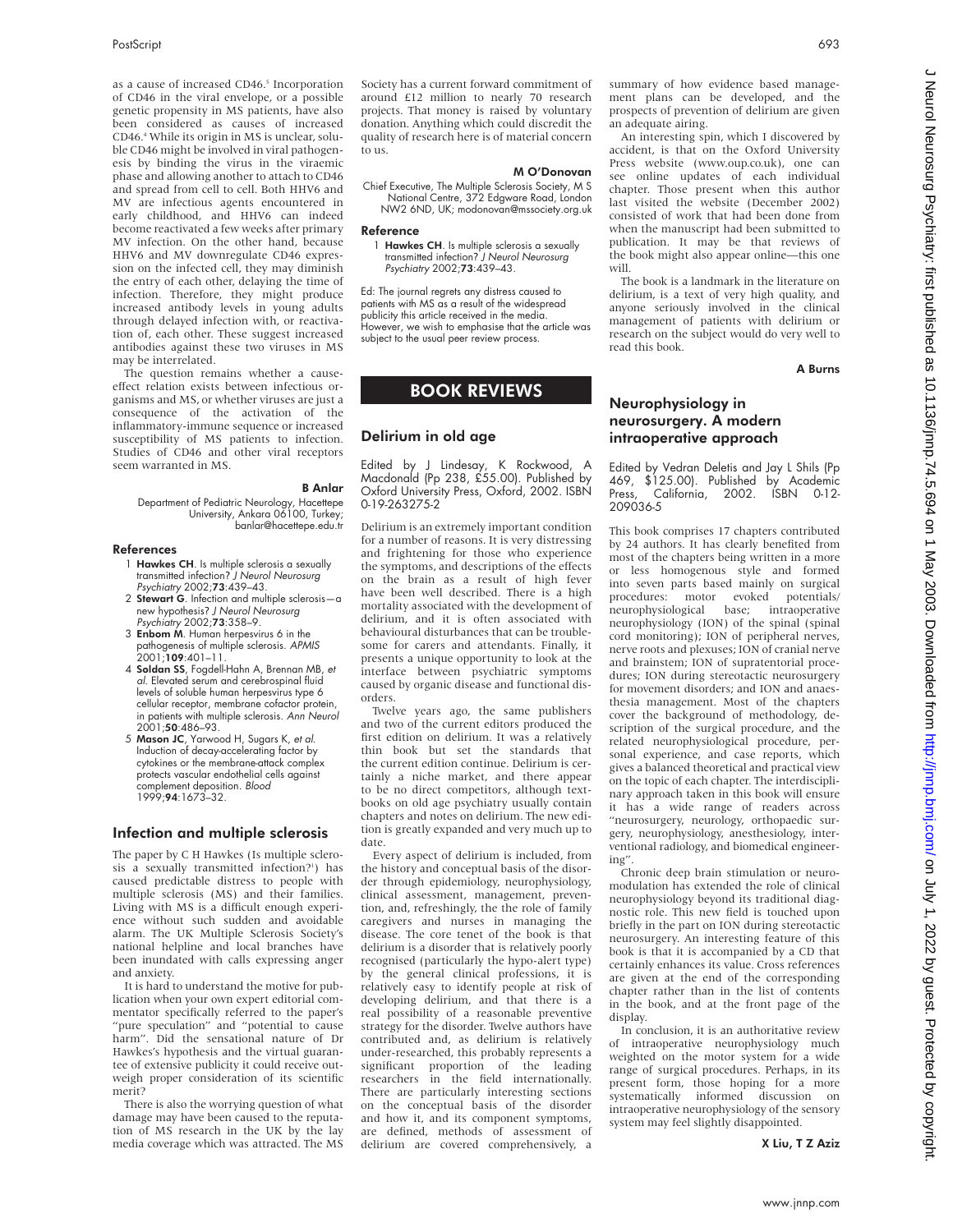as a cause of increased CD46.<sup>5</sup> Incorporation of CD46 in the viral envelope, or a possible genetic propensity in MS patients, have also been considered as causes of increased CD46.4 While its origin in MS is unclear, soluble CD46 might be involved in viral pathogenesis by binding the virus in the viraemic phase and allowing another to attach to CD46 and spread from cell to cell. Both HHV6 and MV are infectious agents encountered in early childhood, and HHV6 can indeed become reactivated a few weeks after primary MV infection. On the other hand, because HHV6 and MV downregulate CD46 expression on the infected cell, they may diminish the entry of each other, delaying the time of infection. Therefore, they might produce increased antibody levels in young adults through delayed infection with, or reactivation of, each other. These suggest increased antibodies against these two viruses in MS may be interrelated.

The question remains whether a causeeffect relation exists between infectious organisms and MS, or whether viruses are just a consequence of the activation of the inflammatory-immune sequence or increased susceptibility of MS patients to infection. Studies of CD46 and other viral receptors seem warranted in MS.

B Anlar

Department of Pediatric Neurology, Hacettepe University, Ankara 06100, Turkey; banlar@hacettepe.edu.tr

#### References

- 1 **Hawkes CH**. Is multiple sclerosis a sexually transmitted infection? J Neurol Neurosurg Psychiatry 2002;73:439–43.
- 2 Stewart G. Infection and multiple sclerosis-a new hypothesis? J Neurol Neurosurg Psychiatry 2002;73:358–9.
- 3 Enbom M. Human herpesvirus 6 in the pathogenesis of multiple sclerosis. APMIS  $2001$ ;109:401–11.
- 4 Soldan SS, Fogdell-Hahn A, Brennan MB, et al. Elevated serum and cerebrospinal fluid levels of soluble human herpesvirus type 6 cellular receptor, membrane cofactor protein, in patients with multiple sclerosis. Ann Neurol 2001;50:486–93.
- 5 Mason JC, Yarwood H, Sugars K, et al. Induction of decay-accelerating factor by cytokines or the membrane-attack complex protects vascular endothelial cells against complement deposition. Blood 1999;94:1673–32.

## Infection and multiple sclerosis

The paper by C H Hawkes (Is multiple sclerosis a sexually transmitted infection?<sup>1</sup>) has caused predictable distress to people with multiple sclerosis (MS) and their families. Living with MS is a difficult enough experience without such sudden and avoidable alarm. The UK Multiple Sclerosis Society's national helpline and local branches have been inundated with calls expressing anger and anxiety.

It is hard to understand the motive for publication when your own expert editorial commentator specifically referred to the paper's "pure speculation" and "potential to cause harm". Did the sensational nature of Dr Hawkes's hypothesis and the virtual guarantee of extensive publicity it could receive outweigh proper consideration of its scientific merit?

There is also the worrying question of what damage may have been caused to the reputation of MS research in the UK by the lay media coverage which was attracted. The MS Society has a current forward commitment of around £12 million to nearly 70 research projects. That money is raised by voluntary donation. Anything which could discredit the quality of research here is of material concern to us.

#### M O'Donovan

Chief Executive, The Multiple Sclerosis Society, M S National Centre, 372 Edgware Road, London NW2 6ND, UK; modonovan@mssociety.org.uk

#### Reference

1 Hawkes CH. Is multiple sclerosis a sexually transmitted infection? J Neurol Neurosurg Psychiatry 2002;73:439–43.

Ed: The journal regrets any distress caused to patients with MS as a result of the widespread publicity this article received in the media. However, we wish to emphasise that the article was subject to the usual peer review process.

## BOOK REVIEWS

## Delirium in old age

Edited by J Lindesay, K Rockwood, A Macdonald (Pp 238, £55.00). Published by Oxford University Press, Oxford, 2002. ISBN 0-19-263275-2

Delirium is an extremely important condition for a number of reasons. It is very distressing and frightening for those who experience the symptoms, and descriptions of the effects on the brain as a result of high fever have been well described. There is a high mortality associated with the development of delirium, and it is often associated with behavioural disturbances that can be troublesome for carers and attendants. Finally, it presents a unique opportunity to look at the interface between psychiatric symptoms caused by organic disease and functional disorders.

Twelve years ago, the same publishers and two of the current editors produced the first edition on delirium. It was a relatively thin book but set the standards that the current edition continue. Delirium is certainly a niche market, and there appear to be no direct competitors, although textbooks on old age psychiatry usually contain chapters and notes on delirium. The new edition is greatly expanded and very much up to date.

Every aspect of delirium is included, from the history and conceptual basis of the disorder through epidemiology, neurophysiology, clinical assessment, management, prevention, and, refreshingly, the the role of family caregivers and nurses in managing the disease. The core tenet of the book is that delirium is a disorder that is relatively poorly recognised (particularly the hypo-alert type) by the general clinical professions, it is relatively easy to identify people at risk of developing delirium, and that there is a real possibility of a reasonable preventive strategy for the disorder. Twelve authors have contributed and, as delirium is relatively under-researched, this probably represents a significant proportion of the leading researchers in the field internationally. There are particularly interesting sections on the conceptual basis of the disorder and how it, and its component symptoms, are defined, methods of assessment of delirium are covered comprehensively, a summary of how evidence based management plans can be developed, and the prospects of prevention of delirium are given an adequate airing.

An interesting spin, which I discovered by accident, is that on the Oxford University Press website (www.oup.co.uk), one can see online updates of each individual chapter. Those present when this author last visited the website (December 2002) consisted of work that had been done from when the manuscript had been submitted to publication. It may be that reviews of the book might also appear online—this one will.

The book is a landmark in the literature on delirium, is a text of very high quality, and anyone seriously involved in the clinical management of patients with delirium or research on the subject would do very well to read this book.

A Burns

## Neurophysiology in neurosurgery. A modern intraoperative approach

Edited by Vedran Deletis and Jay L Shils (Pp 469, \$125.00). Published by Academic California, 2002. ISBN 0-12-209036-5

This book comprises 17 chapters contributed by 24 authors. It has clearly benefited from most of the chapters being written in a more or less homogenous style and formed into seven parts based mainly on surgical procedures: motor evoked potentials/<br>
neurophysiological base: intraoperative neurophysiological base; neurophysiology (ION) of the spinal (spinal cord monitoring); ION of peripheral nerves, nerve roots and plexuses; ION of cranial nerve and brainstem; ION of supratentorial procedures; ION during stereotactic neurosurgery for movement disorders; and ION and anaesthesia management. Most of the chapters cover the background of methodology, description of the surgical procedure, and the related neurophysiological procedure, personal experience, and case reports, which gives a balanced theoretical and practical view on the topic of each chapter. The interdisciplinary approach taken in this book will ensure it has a wide range of readers across "neurosurgery, neurology, orthopaedic surgery, neurophysiology, anesthesiology, interventional radiology, and biomedical engineering".

Chronic deep brain stimulation or neuromodulation has extended the role of clinical neurophysiology beyond its traditional diagnostic role. This new field is touched upon briefly in the part on ION during stereotactic neurosurgery. An interesting feature of this book is that it is accompanied by a CD that certainly enhances its value. Cross references are given at the end of the corresponding chapter rather than in the list of contents in the book, and at the front page of the display.

In conclusion, it is an authoritative review of intraoperative neurophysiology much weighted on the motor system for a wide range of surgical procedures. Perhaps, in its present form, those hoping for a more systematically informed discussion on intraoperative neurophysiology of the sensory system may feel slightly disappointed.

X Liu, T Z Aziz